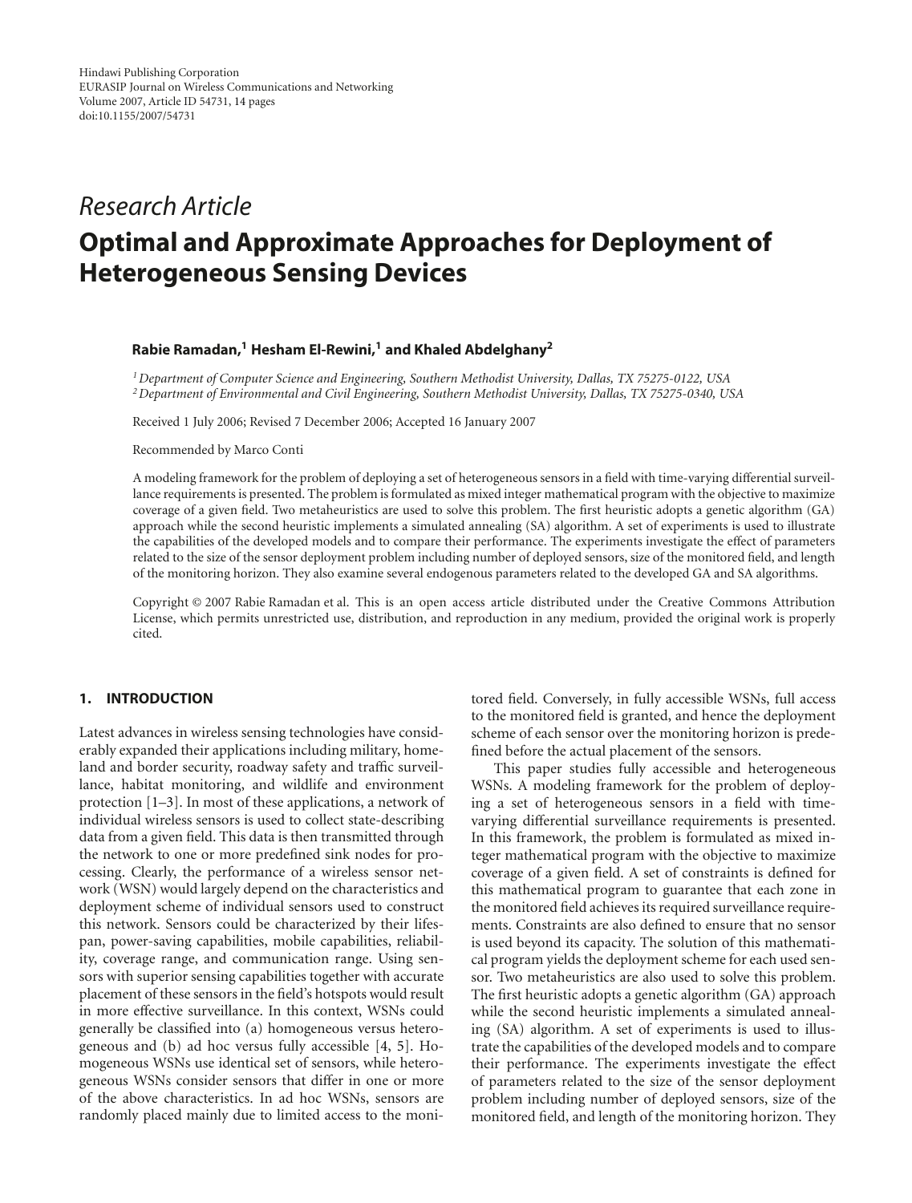Hindawi Publishing Corporation
EURASIP Journal on Wireless Communications and Networking
Volume 2007, Article ID 54731, 14 pages
doi:10.1155/2007/54731

*Research Article*

# Optimal and Approximate Approaches for Deployment of Heterogeneous Sensing Devices

**Rabie Ramadan,[1] Hesham El-Rewini,[1] and Khaled Abdelghany[2]**

[1] *Department of Computer Science and Engineering, Southern Methodist University, Dallas, TX 75275-0122, USA*
[2] *Department of Environmental and Civil Engineering, Southern Methodist University, Dallas, TX 75275-0340, USA*

Received 1 July 2006; Revised 7 December 2006; Accepted 16 January 2007

Recommended by Marco Conti

A modeling framework for the problem of deploying a set of heterogeneous sensors in a field with time-varying differential surveillance requirements is presented. The problem is formulated as mixed integer mathematical program with the objective to maximize coverage of a given field. Two metaheuristics are used to solve this problem. The first heuristic adopts a genetic algorithm (GA) approach while the second heuristic implements a simulated annealing (SA) algorithm. A set of experiments is used to illustrate the capabilities of the developed models and to compare their performance. The experiments investigate the effect of parameters related to the size of the sensor deployment problem including number of deployed sensors, size of the monitored field, and length of the monitoring horizon. They also examine several endogenous parameters related to the developed GA and SA algorithms.

Copyright © 2007 Rabie Ramadan et al. This is an open access article distributed under the Creative Commons Attribution License, which permits unrestricted use, distribution, and reproduction in any medium, provided the original work is properly cited.

## 1. INTRODUCTION

Latest advances in wireless sensing technologies have considerably expanded their applications including military, homeland and border security, roadway safety and traffic surveillance, habitat monitoring, and wildlife and environment protection [1–3]. In most of these applications, a network of individual wireless sensors is used to collect state-describing data from a given field. This data is then transmitted through the network to one or more predefined sink nodes for processing. Clearly, the performance of a wireless sensor network (WSN) would largely depend on the characteristics and deployment scheme of individual sensors used to construct this network. Sensors could be characterized by their lifespan, power-saving capabilities, mobile capabilities, reliability, coverage range, and communication range. Using sensors with superior sensing capabilities together with accurate placement of these sensors in the field's hotspots would result in more effective surveillance. In this context, WSNs could generally be classified into (a) homogeneous versus heterogeneous and (b) ad hoc versus fully accessible [4, 5]. Homogeneous WSNs use identical set of sensors, while heterogeneous WSNs consider sensors that differ in one or more of the above characteristics. In ad hoc WSNs, sensors are randomly placed mainly due to limited access to the monitored field. Conversely, in fully accessible WSNs, full access to the monitored field is granted, and hence the deployment scheme of each sensor over the monitoring horizon is predefined before the actual placement of the sensors.

This paper studies fully accessible and heterogeneous WSNs. A modeling framework for the problem of deploying a set of heterogeneous sensors in a field with time-varying differential surveillance requirements is presented. In this framework, the problem is formulated as mixed integer mathematical program with the objective to maximize coverage of a given field. A set of constraints is defined for this mathematical program to guarantee that each zone in the monitored field achieves its required surveillance requirements. Constraints are also defined to ensure that no sensor is used beyond its capacity. The solution of this mathematical program yields the deployment scheme for each used sensor. Two metaheuristics are also used to solve this problem. The first heuristic adopts a genetic algorithm (GA) approach while the second heuristic implements a simulated annealing (SA) algorithm. A set of experiments is used to illustrate the capabilities of the developed models and to compare their performance. The experiments investigate the effect of parameters related to the size of the sensor deployment problem including number of deployed sensors, size of the monitored field, and length of the monitoring horizon. They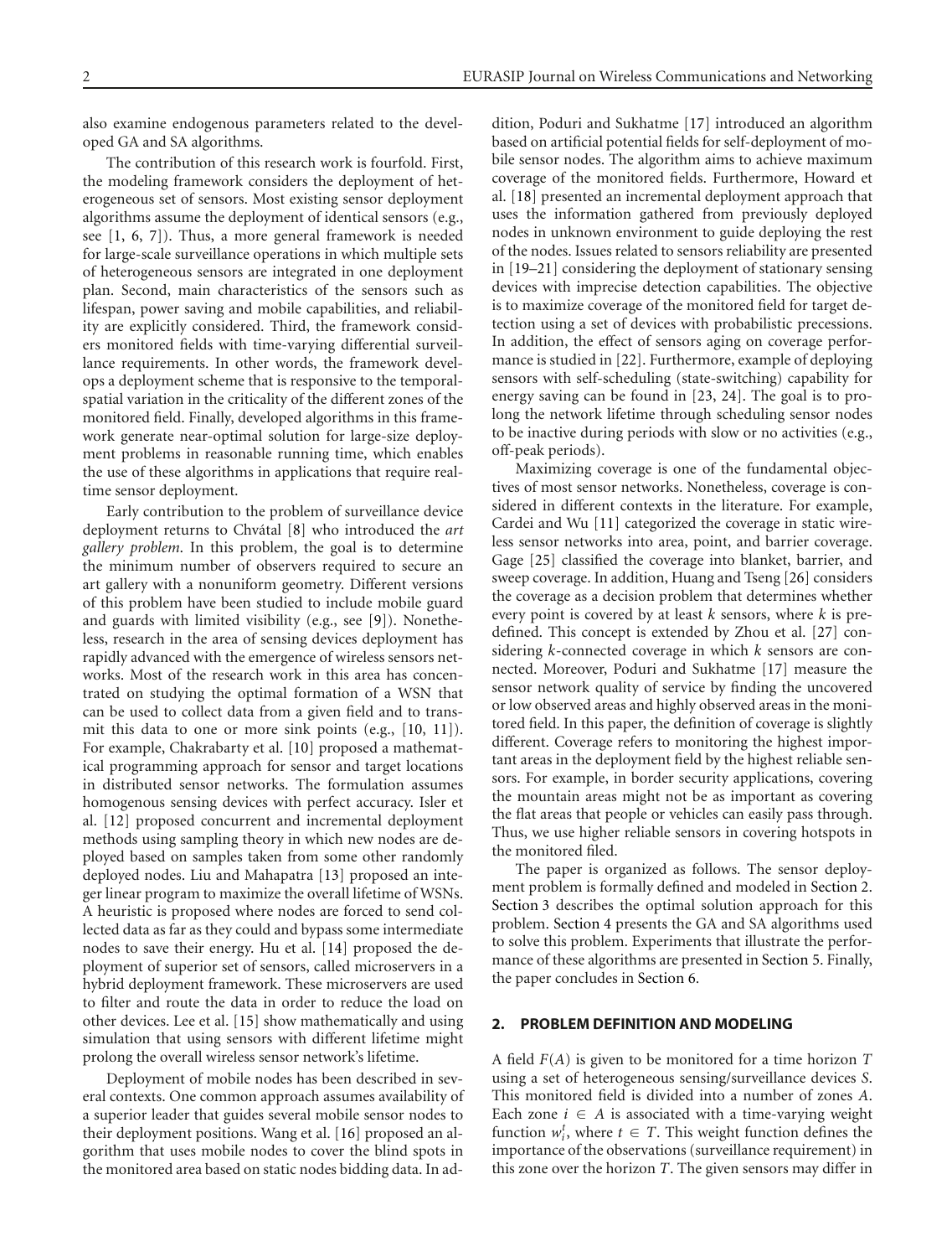also examine endogenous parameters related to the developed GA and SA algorithms.

The contribution of this research work is fourfold. First, the modeling framework considers the deployment of heterogeneous set of sensors. Most existing sensor deployment algorithms assume the deployment of identical sensors (e.g., see [1, 6, 7]). Thus, a more general framework is needed for large-scale surveillance operations in which multiple sets of heterogeneous sensors are integrated in one deployment plan. Second, main characteristics of the sensors such as lifespan, power saving and mobile capabilities, and reliability are explicitly considered. Third, the framework considers monitored fields with time-varying differential surveillance requirements. In other words, the framework develops a deployment scheme that is responsive to the temporal-spatial variation in the criticality of the different zones of the monitored field. Finally, developed algorithms in this framework generate near-optimal solution for large-size deployment problems in reasonable running time, which enables the use of these algorithms in applications that require real-time sensor deployment.

Early contribution to the problem of surveillance device deployment returns to Chvátal [8] who introduced the *art gallery problem*. In this problem, the goal is to determine the minimum number of observers required to secure an art gallery with a nonuniform geometry. Different versions of this problem have been studied to include mobile guard and guards with limited visibility (e.g., see [9]). Nonetheless, research in the area of sensing devices deployment has rapidly advanced with the emergence of wireless sensors networks. Most of the research work in this area has concentrated on studying the optimal formation of a WSN that can be used to collect data from a given field and to transmit this data to one or more sink points (e.g., [10, 11]). For example, Chakrabarty et al. [10] proposed a mathematical programming approach for sensor and target locations in distributed sensor networks. The formulation assumes homogenous sensing devices with perfect accuracy. Isler et al. [12] proposed concurrent and incremental deployment methods using sampling theory in which new nodes are deployed based on samples taken from some other randomly deployed nodes. Liu and Mahapatra [13] proposed an integer linear program to maximize the overall lifetime of WSNs. A heuristic is proposed where nodes are forced to send collected data as far as they could and bypass some intermediate nodes to save their energy. Hu et al. [14] proposed the deployment of superior set of sensors, called microservers in a hybrid deployment framework. These microservers are used to filter and route the data in order to reduce the load on other devices. Lee et al. [15] show mathematically and using simulation that using sensors with different lifetime might prolong the overall wireless sensor network's lifetime.

Deployment of mobile nodes has been described in several contexts. One common approach assumes availability of a superior leader that guides several mobile sensor nodes to their deployment positions. Wang et al. [16] proposed an algorithm that uses mobile nodes to cover the blind spots in the monitored area based on static nodes bidding data. In addition, Poduri and Sukhatme [17] introduced an algorithm based on artificial potential fields for self-deployment of mobile sensor nodes. The algorithm aims to achieve maximum coverage of the monitored fields. Furthermore, Howard et al. [18] presented an incremental deployment approach that uses the information gathered from previously deployed nodes in unknown environment to guide deploying the rest of the nodes. Issues related to sensors reliability are presented in [19–21] considering the deployment of stationary sensing devices with imprecise detection capabilities. The objective is to maximize coverage of the monitored field for target detection using a set of devices with probabilistic precessions. In addition, the effect of sensors aging on coverage performance is studied in [22]. Furthermore, example of deploying sensors with self-scheduling (state-switching) capability for energy saving can be found in [23, 24]. The goal is to prolong the network lifetime through scheduling sensor nodes to be inactive during periods with slow or no activities (e.g., off-peak periods).

Maximizing coverage is one of the fundamental objectives of most sensor networks. Nonetheless, coverage is considered in different contexts in the literature. For example, Cardei and Wu [11] categorized the coverage in static wireless sensor networks into area, point, and barrier coverage. Gage [25] classified the coverage into blanket, barrier, and sweep coverage. In addition, Huang and Tseng [26] considers the coverage as a decision problem that determines whether every point is covered by at least $k$ sensors, where $k$ is predefined. This concept is extended by Zhou et al. [27] considering $k$-connected coverage in which $k$ sensors are connected. Moreover, Poduri and Sukhatme [17] measure the sensor network quality of service by finding the uncovered or low observed areas and highly observed areas in the monitored field. In this paper, the definition of coverage is slightly different. Coverage refers to monitoring the highest important areas in the deployment field by the highest reliable sensors. For example, in border security applications, covering the mountain areas might not be as important as covering the flat areas that people or vehicles can easily pass through. Thus, we use higher reliable sensors in covering hotspots in the monitored filed.

The paper is organized as follows. The sensor deployment problem is formally defined and modeled in Section 2. Section 3 describes the optimal solution approach for this problem. Section 4 presents the GA and SA algorithms used to solve this problem. Experiments that illustrate the performance of these algorithms are presented in Section 5. Finally, the paper concludes in Section 6.

## 2. PROBLEM DEFINITION AND MODELING

A field $F(A)$ is given to be monitored for a time horizon $T$ using a set of heterogeneous sensing/surveillance devices $S$. This monitored field is divided into a number of zones $A$. Each zone $i \in A$ is associated with a time-varying weight function $w_i^t$, where $t \in T$. This weight function defines the importance of the observations (surveillance requirement) in this zone over the horizon $T$. The given sensors may differ in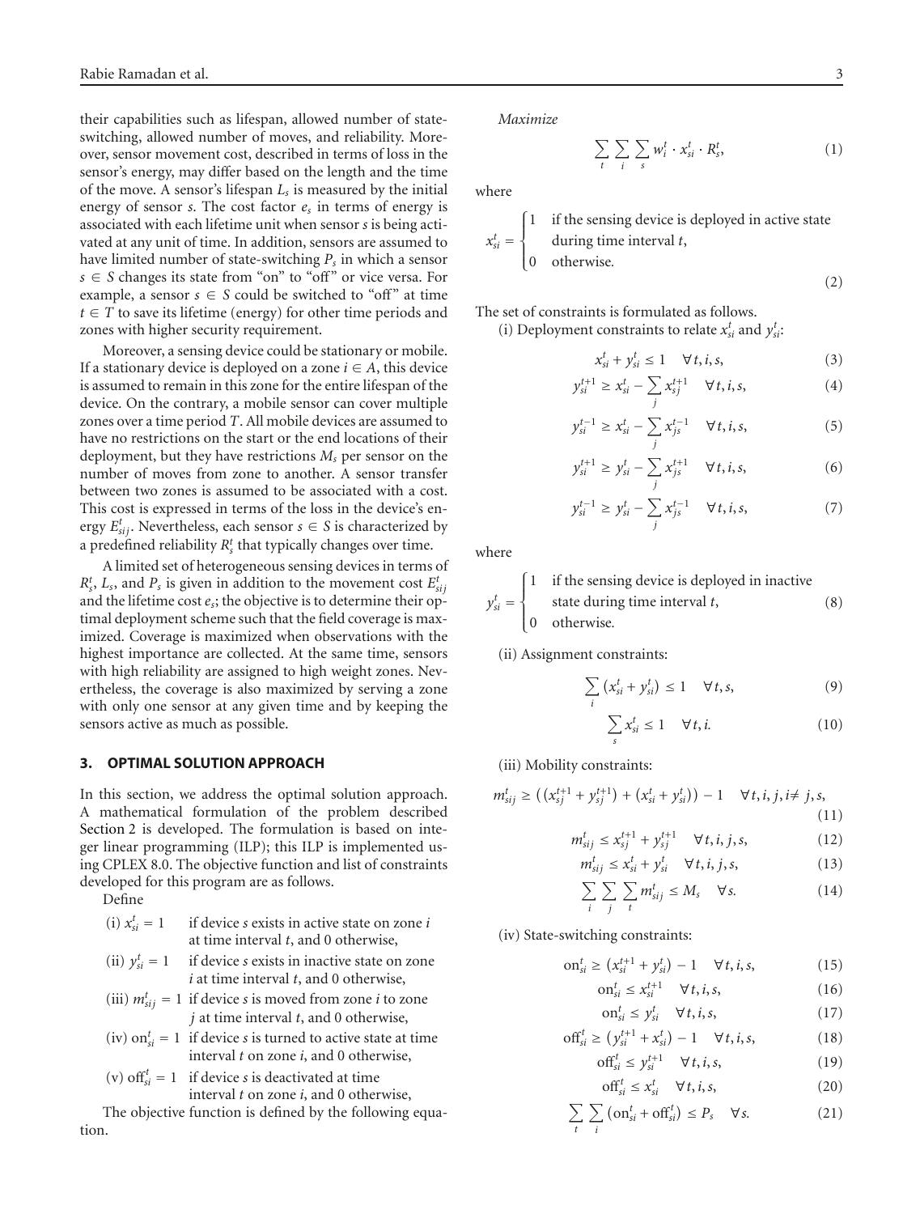their capabilities such as lifespan, allowed number of state-switching, allowed number of moves, and reliability. Moreover, sensor movement cost, described in terms of loss in the sensor's energy, may differ based on the length and the time of the move. A sensor's lifespan $L_s$ is measured by the initial energy of sensor $s$. The cost factor $e_s$ in terms of energy is associated with each lifetime unit when sensor $s$ is being activated at any unit of time. In addition, sensors are assumed to have limited number of state-switching $P_s$ in which a sensor $s \in S$ changes its state from "on" to "off" or vice versa. For example, a sensor $s \in S$ could be switched to "off" at time $t \in T$ to save its lifetime (energy) for other time periods and zones with higher security requirement.

Moreover, a sensing device could be stationary or mobile. If a stationary device is deployed on a zone $i \in A$, this device is assumed to remain in this zone for the entire lifespan of the device. On the contrary, a mobile sensor can cover multiple zones over a time period $T$. All mobile devices are assumed to have no restrictions on the start or the end locations of their deployment, but they have restrictions $M_s$ per sensor on the number of moves from zone to another. A sensor transfer between two zones is assumed to be associated with a cost. This cost is expressed in terms of the loss in the device's energy $E^t_{sij}$. Nevertheless, each sensor $s \in S$ is characterized by a predefined reliability $R^t_s$ that typically changes over time.

A limited set of heterogeneous sensing devices in terms of $R^t_s$, $L_s$, and $P_s$ is given in addition to the movement cost $E^t_{sij}$ and the lifetime cost $e_s$; the objective is to determine their optimal deployment scheme such that the field coverage is maximized. Coverage is maximized when observations with the highest importance are collected. At the same time, sensors with high reliability are assigned to high weight zones. Nevertheless, the coverage is also maximized by serving a zone with only one sensor at any given time and by keeping the sensors active as much as possible.

## 3. OPTIMAL SOLUTION APPROACH

In this section, we address the optimal solution approach. A mathematical formulation of the problem described Section 2 is developed. The formulation is based on integer linear programming (ILP); this ILP is implemented using CPLEX 8.0. The objective function and list of constraints developed for this program are as follows.

Define

(i) $x^t_{si} = 1$ if device $s$ exists in active state on zone $i$ at time interval $t$, and 0 otherwise,

(ii) $y^t_{si} = 1$ if device $s$ exists in inactive state on zone $i$ at time interval $t$, and 0 otherwise,

(iii) $m^t_{sij} = 1$ if device $s$ is moved from zone $i$ to zone $j$ at time interval $t$, and 0 otherwise,

(iv) $\text{on}^t_{si} = 1$ if device $s$ is turned to active state at time interval $t$ on zone $i$, and 0 otherwise,

(v) $\text{off}^t_{si} = 1$ if device $s$ is deactivated at time interval $t$ on zone $i$, and 0 otherwise,

The objective function is defined by the following equation.

*Maximize*

$$\sum_t \sum_i \sum_s w^t_i \cdot x^t_{si} \cdot R^t_s, \tag{1}$$

where

$$x^t_{si} = \begin{cases} 1 & \text{if the sensing device is deployed in active state during time interval } t, \\ 0 & \text{otherwise.} \end{cases} \tag{2}$$

The set of constraints is formulated as follows.

(i) Deployment constraints to relate $x^t_{si}$ and $y^t_{si}$:

$$x^t_{si} + y^t_{si} \le 1 \quad \forall t, i, s, \tag{3}$$

$$y^{t+1}_{si} \ge x^t_{si} - \sum_j x^{t+1}_{sj} \quad \forall t, i, s, \tag{4}$$

$$y^{t-1}_{si} \ge x^t_{si} - \sum_j x^{t-1}_{js} \quad \forall t, i, s, \tag{5}$$

$$y^{t+1}_{si} \ge y^t_{si} - \sum_j x^{t+1}_{js} \quad \forall t, i, s, \tag{6}$$

$$y^{t-1}_{si} \ge y^t_{si} - \sum_j x^{t-1}_{js} \quad \forall t, i, s, \tag{7}$$

where

$$y^t_{si} = \begin{cases} 1 & \text{if the sensing device is deployed in inactive state during time interval } t, \\ 0 & \text{otherwise.} \end{cases} \tag{8}$$

(ii) Assignment constraints:

$$\sum_i \left(x^t_{si} + y^t_{si}\right) \le 1 \quad \forall t, s, \tag{9}$$

$$\sum_s x^t_{si} \le 1 \quad \forall t, i. \tag{10}$$

(iii) Mobility constraints:

$$m^t_{sij} \ge \left(\left(x^{t+1}_{sj} + y^{t+1}_{sj}\right) + \left(x^t_{si} + y^t_{si}\right)\right) - 1 \quad \forall t, i, j, i \ne j, s, \tag{11}$$

$$m^t_{sij} \le x^{t+1}_{sj} + y^{t+1}_{sj} \quad \forall t, i, j, s, \tag{12}$$

$$m^t_{sij} \le x^t_{si} + y^t_{si} \quad \forall t, i, j, s, \tag{13}$$

$$\sum_i \sum_j \sum_t m^t_{sij} \le M_s \quad \forall s. \tag{14}$$

(iv) State-switching constraints:

$$\text{on}^t_{si} \ge \left(x^{t+1}_{si} + y^t_{si}\right) - 1 \quad \forall t, i, s, \tag{15}$$

$$\text{on}^t_{si} \le x^{t+1}_{si} \quad \forall t, i, s, \tag{16}$$

$$\text{on}^t_{si} \le y^t_{si} \quad \forall t, i, s, \tag{17}$$

$$\text{off}^t_{si} \ge \left(y^{t+1}_{si} + x^t_{si}\right) - 1 \quad \forall t, i, s, \tag{18}$$

$$\text{off}^t_{si} \le y^{t+1}_{si} \quad \forall t, i, s, \tag{19}$$

$$\text{off}^t_{si} \le x^t_{si} \quad \forall t, i, s, \tag{20}$$

$$\sum_t \sum_i \left(\text{on}^t_{si} + \text{off}^t_{si}\right) \le P_s \quad \forall s. \tag{21}$$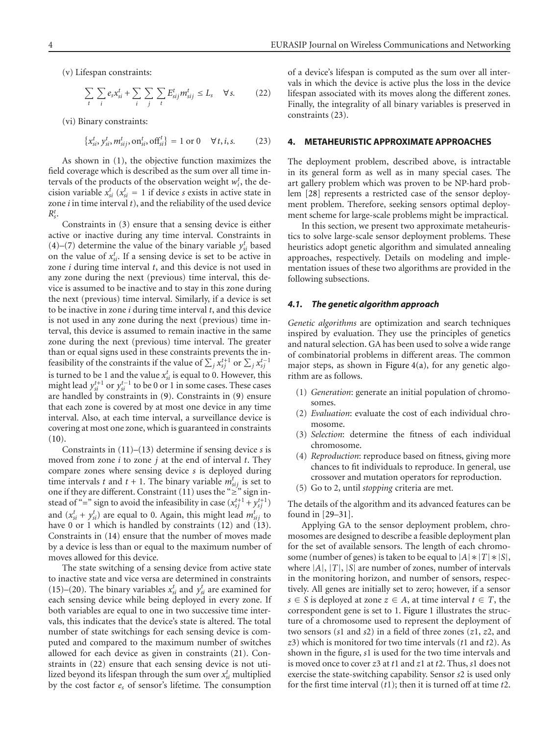(v) Lifespan constraints:

$$\sum_{t}\sum_{i} e_s x_{si}^t + \sum_{i}\sum_{j}\sum_{t} E_{sij}^t m_{sij}^t \le L_s \quad \forall s. \tag{22}$$

(vi) Binary constraints:

$$\{x_{si}^t, y_{si}^t, m_{sij}^t, \text{on}_{si}^t, \text{off}_{si}^t\} = 1 \text{ or } 0 \quad \forall t, i, s. \tag{23}$$

As shown in (1), the objective function maximizes the field coverage which is described as the sum over all time intervals of the products of the observation weight $w_i^t$, the decision variable $x_{si}^t$ ($x_{si}^t = 1$ if device $s$ exists in active state in zone $i$ in time interval $t$), and the reliability of the used device $R_s^t$.

Constraints in (3) ensure that a sensing device is either active or inactive during any time interval. Constraints in (4)–(7) determine the value of the binary variable $y_{si}^t$ based on the value of $x_{si}^t$. If a sensing device is set to be active in zone $i$ during time interval $t$, and this device is not used in any zone during the next (previous) time interval, this device is assumed to be inactive and to stay in this zone during the next (previous) time interval. Similarly, if a device is set to be inactive in zone $i$ during time interval $t$, and this device is not used in any zone during the next (previous) time interval, this device is assumed to remain inactive in the same zone during the next (previous) time interval. The greater than or equal signs used in these constraints prevents the infeasibility of the constraints if the value of $\sum_j x_{sj}^{t+1}$ or $\sum_j x_{sj}^{t-1}$ is turned to be 1 and the value $x_{si}^t$ is equal to 0. However, this might lead $y_{si}^{t+1}$ or $y_{si}^{t-1}$ to be 0 or 1 in some cases. These cases are handled by constraints in (9). Constraints in (9) ensure that each zone is covered by at most one device in any time interval. Also, at each time interval, a surveillance device is covering at most one zone, which is guaranteed in constraints (10).

Constraints in (11)–(13) determine if sensing device $s$ is moved from zone $i$ to zone $j$ at the end of interval $t$. They compare zones where sensing device $s$ is deployed during time intervals $t$ and $t+1$. The binary variable $m_{sij}^t$ is set to one if they are different. Constraint (11) uses the "≥" sign instead of "=" sign to avoid the infeasibility in case $(x_{sj}^{t+1} + y_{sj}^{t+1})$ and $(x_{si}^t + y_{si}^t)$ are equal to 0. Again, this might lead $m_{sij}^t$ to have 0 or 1 which is handled by constraints (12) and (13). Constraints in (14) ensure that the number of moves made by a device is less than or equal to the maximum number of moves allowed for this device.

The state switching of a sensing device from active state to inactive state and vice versa are determined in constraints (15)–(20). The binary variables $x_{si}^t$ and $y_{si}^t$ are examined for each sensing device while being deployed in every zone. If both variables are equal to one in two successive time intervals, this indicates that the device's state is altered. The total number of state switchings for each sensing device is computed and compared to the maximum number of switches allowed for each device as given in constraints (21). Constraints in (22) ensure that each sensing device is not utilized beyond its lifespan through the sum over $x_{si}^t$ multiplied by the cost factor $e_s$ of sensor's lifetime. The consumption of a device's lifespan is computed as the sum over all intervals in which the device is active plus the loss in the device lifespan associated with its moves along the different zones. Finally, the integrality of all binary variables is preserved in constraints (23).

## 4. METAHEURISTIC APPROXIMATE APPROACHES

The deployment problem, described above, is intractable in its general form as well as in many special cases. The art gallery problem which was proven to be NP-hard problem [28] represents a restricted case of the sensor deployment problem. Therefore, seeking sensors optimal deployment scheme for large-scale problems might be impractical.

In this section, we present two approximate metaheuristics to solve large-scale sensor deployment problems. These heuristics adopt genetic algorithm and simulated annealing approaches, respectively. Details on modeling and implementation issues of these two algorithms are provided in the following subsections.

### 4.1. The genetic algorithm approach

*Genetic algorithms* are optimization and search techniques inspired by evaluation. They use the principles of genetics and natural selection. GA has been used to solve a wide range of combinatorial problems in different areas. The common major steps, as shown in Figure 4(a), for any genetic algorithm are as follows.

1. *Generation*: generate an initial population of chromosomes.
2. *Evaluation*: evaluate the cost of each individual chromosome.
3. *Selection*: determine the fitness of each individual chromosome.
4. *Reproduction*: reproduce based on fitness, giving more chances to fit individuals to reproduce. In general, use crossover and mutation operators for reproduction.
5. Go to 2, until *stopping* criteria are met.

The details of the algorithm and its advanced features can be found in [29–31].

Applying GA to the sensor deployment problem, chromosomes are designed to describe a feasible deployment plan for the set of available sensors. The length of each chromosome (number of genes) is taken to be equal to $|A| * |T| * |S|$, where $|A|$, $|T|$, $|S|$ are number of zones, number of intervals in the monitoring horizon, and number of sensors, respectively. All genes are initially set to zero; however, if a sensor $s \in S$ is deployed at zone $z \in A$, at time interval $t \in T$, the correspondent gene is set to 1. Figure 1 illustrates the structure of a chromosome used to represent the deployment of two sensors ($s1$ and $s2$) in a field of three zones ($z1$, $z2$, and $z3$) which is monitored for two time intervals ($t1$ and $t2$). As shown in the figure, $s1$ is used for the two time intervals and is moved once to cover $z3$ at $t1$ and $z1$ at $t2$. Thus, $s1$ does not exercise the state-switching capability. Sensor $s2$ is used only for the first time interval ($t1$); then it is turned off at time $t2$.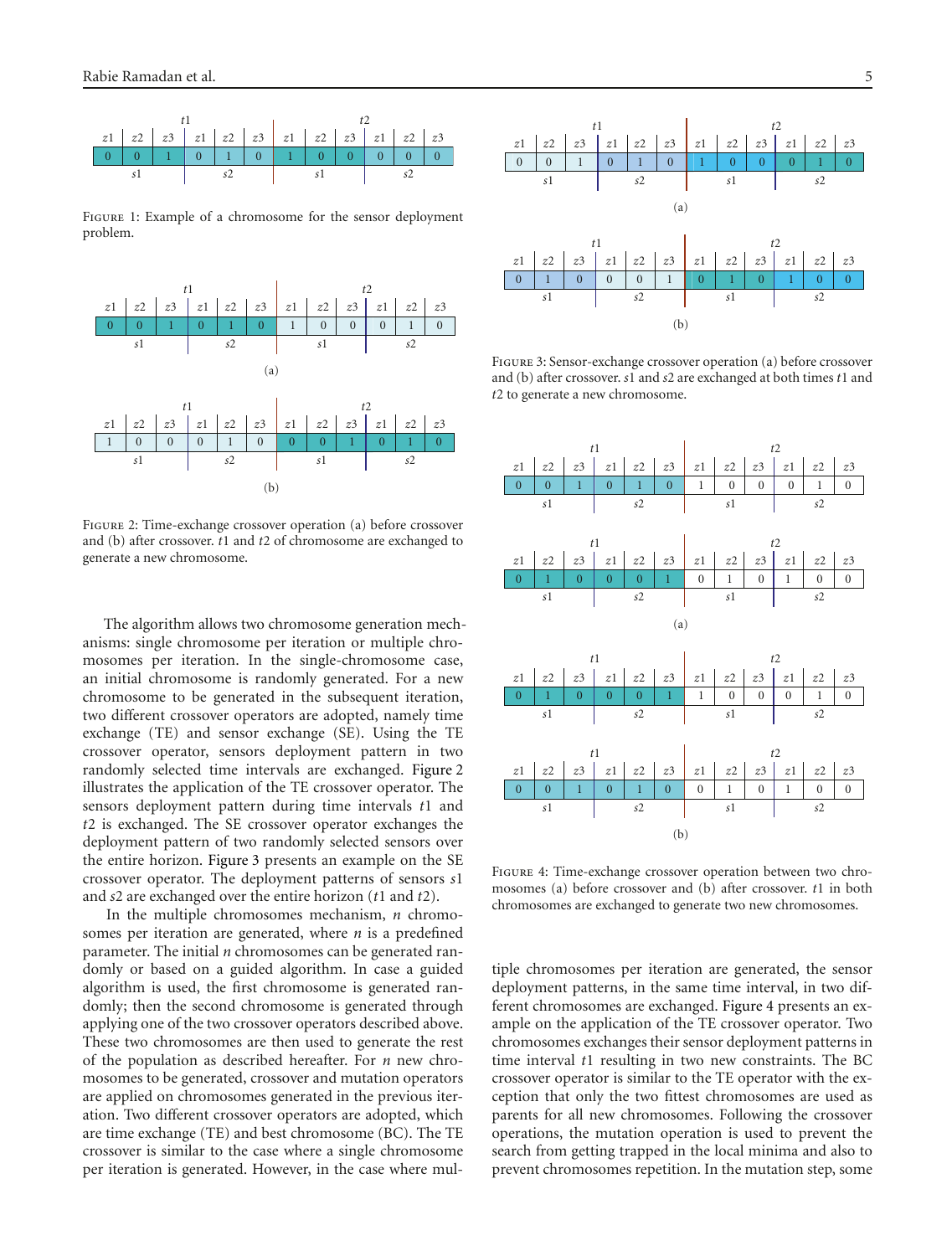|  | t1 |  |  |  |  |  | t2 |  |  |  |  |
|---|---|---|---|---|---|---|---|---|---|---|---|
| z1 | z2 | z3 | z1 | z2 | z3 | z1 | z2 | z3 | z1 | z2 | z3 |
| 0 | 0 | 1 | 0 | 1 | 0 | 1 | 0 | 0 | 0 | 0 | 0 |
| s1 |  |  | s2 |  |  | s1 |  |  | s2 |  |  |

Figure 1: Example of a chromosome for the sensor deployment problem.

(a)

|  | t1 |  |  |  |  |  | t2 |  |  |  |  |
|---|---|---|---|---|---|---|---|---|---|---|---|
| z1 | z2 | z3 | z1 | z2 | z3 | z1 | z2 | z3 | z1 | z2 | z3 |
| 0 | 0 | 1 | 0 | 1 | 0 | 1 | 0 | 0 | 0 | 1 | 0 |
| s1 |  |  | s2 |  |  | s1 |  |  | s2 |  |  |

(b)

|  | t1 |  |  |  |  |  | t2 |  |  |  |  |
|---|---|---|---|---|---|---|---|---|---|---|---|
| z1 | z2 | z3 | z1 | z2 | z3 | z1 | z2 | z3 | z1 | z2 | z3 |
| 1 | 0 | 0 | 0 | 1 | 0 | 0 | 0 | 1 | 0 | 1 | 0 |
| s1 |  |  | s2 |  |  | s1 |  |  | s2 |  |  |

Figure 2: Time-exchange crossover operation (a) before crossover and (b) after crossover. $t1$ and $t2$ of chromosome are exchanged to generate a new chromosome.

(a)

|  | t1 |  |  |  |  |  | t2 |  |  |  |  |
|---|---|---|---|---|---|---|---|---|---|---|---|
| z1 | z2 | z3 | z1 | z2 | z3 | z1 | z2 | z3 | z1 | z2 | z3 |
| 0 | 0 | 1 | 0 | 1 | 0 | 1 | 0 | 0 | 0 | 1 | 0 |
| s1 |  |  | s2 |  |  | s1 |  |  | s2 |  |  |

(b)

|  | t1 |  |  |  |  |  | t2 |  |  |  |  |
|---|---|---|---|---|---|---|---|---|---|---|---|
| z1 | z2 | z3 | z1 | z2 | z3 | z1 | z2 | z3 | z1 | z2 | z3 |
| 0 | 1 | 0 | 0 | 0 | 1 | 0 | 1 | 0 | 1 | 0 | 0 |
| s1 |  |  | s2 |  |  | s1 |  |  | s2 |  |  |

Figure 3: Sensor-exchange crossover operation (a) before crossover and (b) after crossover. $s1$ and $s2$ are exchanged at both times $t1$ and $t2$ to generate a new chromosome.

(a)

|  | t1 |  |  |  |  |  | t2 |  |  |  |  |
|---|---|---|---|---|---|---|---|---|---|---|---|
| z1 | z2 | z3 | z1 | z2 | z3 | z1 | z2 | z3 | z1 | z2 | z3 |
| 0 | 0 | 1 | 0 | 1 | 0 | 1 | 0 | 0 | 0 | 1 | 0 |
| s1 |  |  | s2 |  |  | s1 |  |  | s2 |  |  |

|  | t1 |  |  |  |  |  | t2 |  |  |  |  |
|---|---|---|---|---|---|---|---|---|---|---|---|
| z1 | z2 | z3 | z1 | z2 | z3 | z1 | z2 | z3 | z1 | z2 | z3 |
| 0 | 1 | 0 | 0 | 0 | 1 | 0 | 1 | 0 | 1 | 0 | 0 |
| s1 |  |  | s2 |  |  | s1 |  |  | s2 |  |  |

(b)

|  | t1 |  |  |  |  |  | t2 |  |  |  |  |
|---|---|---|---|---|---|---|---|---|---|---|---|
| z1 | z2 | z3 | z1 | z2 | z3 | z1 | z2 | z3 | z1 | z2 | z3 |
| 0 | 1 | 0 | 0 | 0 | 1 | 1 | 0 | 0 | 0 | 1 | 0 |
| s1 |  |  | s2 |  |  | s1 |  |  | s2 |  |  |

|  | t1 |  |  |  |  |  | t2 |  |  |  |  |
|---|---|---|---|---|---|---|---|---|---|---|---|
| z1 | z2 | z3 | z1 | z2 | z3 | z1 | z2 | z3 | z1 | z2 | z3 |
| 0 | 0 | 1 | 0 | 1 | 0 | 0 | 1 | 0 | 1 | 0 | 0 |
| s1 |  |  | s2 |  |  | s1 |  |  | s2 |  |  |

Figure 4: Time-exchange crossover operation between two chromosomes (a) before crossover and (b) after crossover. $t1$ in both chromosomes are exchanged to generate two new chromosomes.

The algorithm allows two chromosome generation mechanisms: single chromosome per iteration or multiple chromosomes per iteration. In the single-chromosome case, an initial chromosome is randomly generated. For a new chromosome to be generated in the subsequent iteration, two different crossover operators are adopted, namely time exchange (TE) and sensor exchange (SE). Using the TE crossover operator, sensors deployment pattern in two randomly selected time intervals are exchanged. Figure 2 illustrates the application of the TE crossover operator. The sensors deployment pattern during time intervals $t1$ and $t2$ is exchanged. The SE crossover operator exchanges the deployment pattern of two randomly selected sensors over the entire horizon. Figure 3 presents an example on the SE crossover operator. The deployment patterns of sensors $s1$ and $s2$ are exchanged over the entire horizon ($t1$ and $t2$).

In the multiple chromosomes mechanism, $n$ chromosomes per iteration are generated, where $n$ is a predefined parameter. The initial $n$ chromosomes can be generated randomly or based on a guided algorithm. In case a guided algorithm is used, the first chromosome is generated randomly; then the second chromosome is generated through applying one of the two crossover operators described above. These two chromosomes are then used to generate the rest of the population as described hereafter. For $n$ new chromosomes to be generated, crossover and mutation operators are applied on chromosomes generated in the previous iteration. Two different crossover operators are adopted, which are time exchange (TE) and best chromosome (BC). The TE crossover is similar to the case where a single chromosome per iteration is generated. However, in the case where multiple chromosomes per iteration are generated, the sensor deployment patterns, in the same time interval, in two different chromosomes are exchanged. Figure 4 presents an example on the application of the TE crossover operator. Two chromosomes exchanges their sensor deployment patterns in time interval $t1$ resulting in two new constraints. The BC crossover operator is similar to the TE operator with the exception that only the two fittest chromosomes are used as parents for all new chromosomes. Following the crossover operations, the mutation operation is used to prevent the search from getting trapped in the local minima and also to prevent chromosomes repetition. In the mutation step, some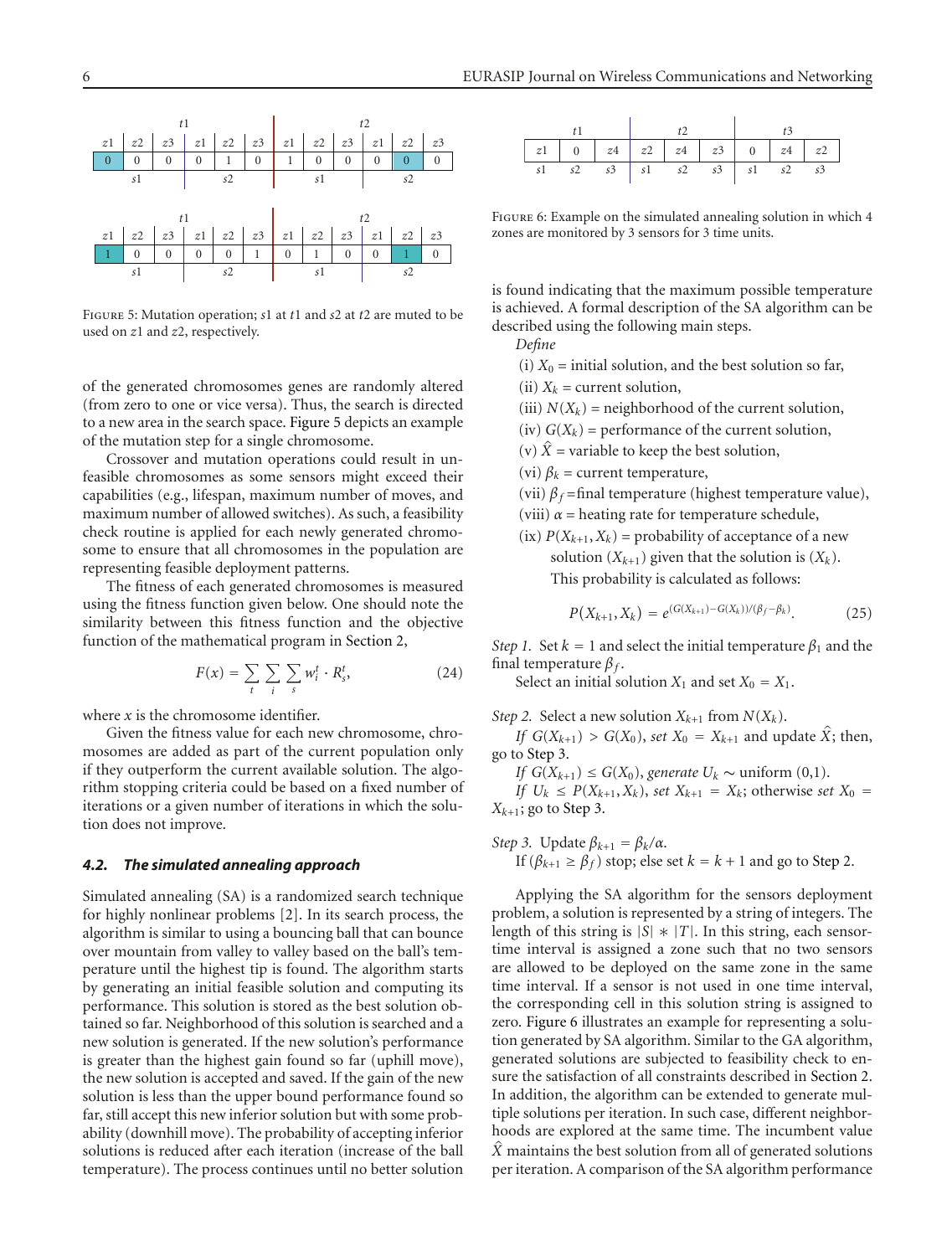| t1 | | | | | | t2 | | | | | |
|---|---|---|---|---|---|---|---|---|---|---|---|
| z1 | z2 | z3 | z1 | z2 | z3 | z1 | z2 | z3 | z1 | z2 | z3 |
| 0 | 0 | 0 | 0 | 1 | 0 | 1 | 0 | 0 | 0 | 0 | 0 |
| s1 | | | s2 | | | s1 | | | s2 | | |

| t1 | | | | | | t2 | | | | | |
|---|---|---|---|---|---|---|---|---|---|---|---|
| z1 | z2 | z3 | z1 | z2 | z3 | z1 | z2 | z3 | z1 | z2 | z3 |
| 1 | 0 | 0 | 0 | 0 | 1 | 0 | 1 | 0 | 0 | 1 | 0 |
| s1 | | | s2 | | | s1 | | | s2 | | |

Figure 5: Mutation operation; $s1$ at $t1$ and $s2$ at $t2$ are muted to be used on $z1$ and $z2$, respectively.

of the generated chromosomes genes are randomly altered (from zero to one or vice versa). Thus, the search is directed to a new area in the search space. Figure 5 depicts an example of the mutation step for a single chromosome.

Crossover and mutation operations could result in unfeasible chromosomes as some sensors might exceed their capabilities (e.g., lifespan, maximum number of moves, and maximum number of allowed switches). As such, a feasibility check routine is applied for each newly generated chromosome to ensure that all chromosomes in the population are representing feasible deployment patterns.

The fitness of each generated chromosomes is measured using the fitness function given below. One should note the similarity between this fitness function and the objective function of the mathematical program in Section 2,

$$F(x) = \sum_{t} \sum_{i} \sum_{s} w_i^t \cdot R_s^t, \tag{24}$$

where $x$ is the chromosome identifier.

Given the fitness value for each new chromosome, chromosomes are added as part of the current population only if they outperform the current available solution. The algorithm stopping criteria could be based on a fixed number of iterations or a given number of iterations in which the solution does not improve.

### 4.2. The simulated annealing approach

Simulated annealing (SA) is a randomized search technique for highly nonlinear problems [2]. In its search process, the algorithm is similar to using a bouncing ball that can bounce over mountain from valley to valley based on the ball's temperature until the highest tip is found. The algorithm starts by generating an initial feasible solution and computing its performance. This solution is stored as the best solution obtained so far. Neighborhood of this solution is searched and a new solution is generated. If the new solution's performance is greater than the highest gain found so far (uphill move), the new solution is accepted and saved. If the gain of the new solution is less than the upper bound performance found so far, still accept this new inferior solution but with some probability (downhill move). The probability of accepting inferior solutions is reduced after each iteration (increase of the ball temperature). The process continues until no better solution

| t1 | | | t2 | | | t3 | | |
|---|---|---|---|---|---|---|---|---|
| z1 | 0 | z4 | z2 | z4 | z3 | 0 | z4 | z2 |
| s1 | s2 | s3 | s1 | s2 | s3 | s1 | s2 | s3 |

Figure 6: Example on the simulated annealing solution in which 4 zones are monitored by 3 sensors for 3 time units.

is found indicating that the maximum possible temperature is achieved. A formal description of the SA algorithm can be described using the following main steps.

*Define*

(i) $X_0$ = initial solution, and the best solution so far,

(ii) $X_k$ = current solution,

(iii) $N(X_k)$ = neighborhood of the current solution,

(iv) $G(X_k)$ = performance of the current solution,

(v) $\hat{X}$ = variable to keep the best solution,

(vi) $\beta_k$ = current temperature,

(vii) $\beta_f$ =final temperature (highest temperature value),

(viii) $\alpha$ = heating rate for temperature schedule,

(ix) $P(X_{k+1}, X_k)$ = probability of acceptance of a new solution ($X_{k+1}$) given that the solution is ($X_k$). This probability is calculated as follows:

$$P(X_{k+1}, X_k) = e^{(G(X_{k+1}) - G(X_k))/(\beta_f - \beta_k)}. \tag{25}$$

*Step 1.* Set $k = 1$ and select the initial temperature $\beta_1$ and the final temperature $\beta_f$.

Select an initial solution $X_1$ and set $X_0 = X_1$.

*Step 2.* Select a new solution $X_{k+1}$ from $N(X_k)$.

*If* $G(X_{k+1}) > G(X_0)$, *set* $X_0 = X_{k+1}$ and update $\hat{X}$; then, go to Step 3.

*If* $G(X_{k+1}) \leq G(X_0)$, *generate* $U_k \sim$ uniform (0,1).

*If* $U_k \leq P(X_{k+1}, X_k)$, *set* $X_{k+1} = X_k$; otherwise *set* $X_0 = X_{k+1}$; go to Step 3.

*Step 3.* Update $\beta_{k+1} = \beta_k/\alpha$.

If ($\beta_{k+1} \geq \beta_f$) stop; else set $k = k + 1$ and go to Step 2.

Applying the SA algorithm for the sensors deployment problem, a solution is represented by a string of integers. The length of this string is $|S| * |T|$. In this string, each sensor-time interval is assigned a zone such that no two sensors are allowed to be deployed on the same zone in the same time interval. If a sensor is not used in one time interval, the corresponding cell in this solution string is assigned to zero. Figure 6 illustrates an example for representing a solution generated by SA algorithm. Similar to the GA algorithm, generated solutions are subjected to feasibility check to ensure the satisfaction of all constraints described in Section 2. In addition, the algorithm can be extended to generate multiple solutions per iteration. In such case, different neighborhoods are explored at the same time. The incumbent value $\hat{X}$ maintains the best solution from all of generated solutions per iteration. A comparison of the SA algorithm performance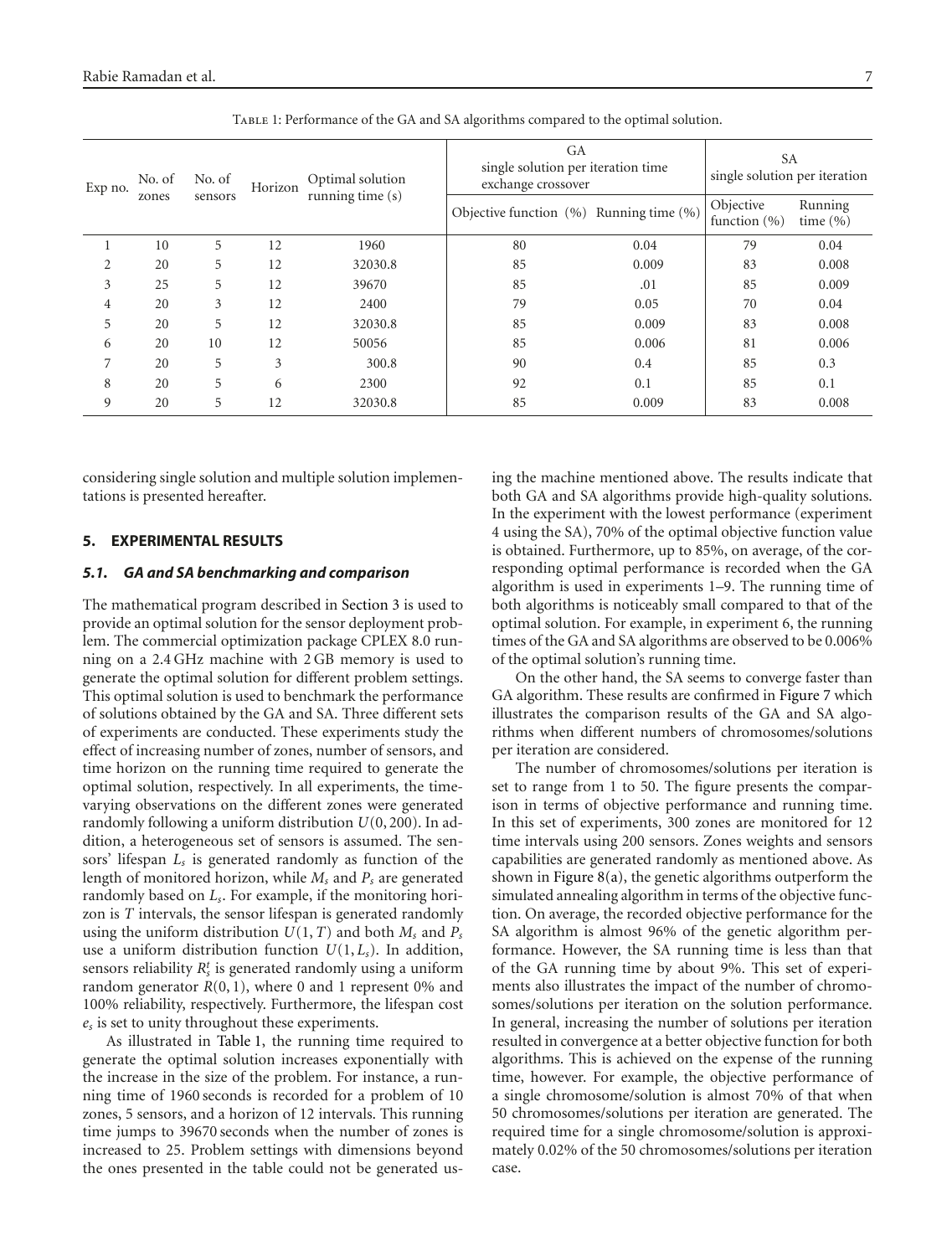Table 1: Performance of the GA and SA algorithms compared to the optimal solution.

| Exp no. | No. of zones | No. of sensors | Horizon | Optimal solution running time (s) | GA single solution per iteration time exchange crossover | | SA single solution per iteration | |
|---|---|---|---|---|---|---|---|---|
| | | | | | Objective function (%) | Running time (%) | Objective function (%) | Running time (%) |
| 1 | 10 | 5 | 12 | 1960 | 80 | 0.04 | 79 | 0.04 |
| 2 | 20 | 5 | 12 | 32030.8 | 85 | 0.009 | 83 | 0.008 |
| 3 | 25 | 5 | 12 | 39670 | 85 | .01 | 85 | 0.009 |
| 4 | 20 | 3 | 12 | 2400 | 79 | 0.05 | 70 | 0.04 |
| 5 | 20 | 5 | 12 | 32030.8 | 85 | 0.009 | 83 | 0.008 |
| 6 | 20 | 10 | 12 | 50056 | 85 | 0.006 | 81 | 0.006 |
| 7 | 20 | 5 | 3 | 300.8 | 90 | 0.4 | 85 | 0.3 |
| 8 | 20 | 5 | 6 | 2300 | 92 | 0.1 | 85 | 0.1 |
| 9 | 20 | 5 | 12 | 32030.8 | 85 | 0.009 | 83 | 0.008 |

considering single solution and multiple solution implementations is presented hereafter.

## 5. EXPERIMENTAL RESULTS

### 5.1. GA and SA benchmarking and comparison

The mathematical program described in Section 3 is used to provide an optimal solution for the sensor deployment problem. The commercial optimization package CPLEX 8.0 running on a 2.4 GHz machine with 2 GB memory is used to generate the optimal solution for different problem settings. This optimal solution is used to benchmark the performance of solutions obtained by the GA and SA. Three different sets of experiments are conducted. These experiments study the effect of increasing number of zones, number of sensors, and time horizon on the running time required to generate the optimal solution, respectively. In all experiments, the time-varying observations on the different zones were generated randomly following a uniform distribution $U(0, 200)$. In addition, a heterogeneous set of sensors is assumed. The sensors' lifespan $L_s$ is generated randomly as function of the length of monitored horizon, while $M_s$ and $P_s$ are generated randomly based on $L_s$. For example, if the monitoring horizon is $T$ intervals, the sensor lifespan is generated randomly using the uniform distribution $U(1, T)$ and both $M_s$ and $P_s$ use a uniform distribution function $U(1, L_s)$. In addition, sensors reliability $R_s^t$ is generated randomly using a uniform random generator $R(0, 1)$, where 0 and 1 represent 0% and 100% reliability, respectively. Furthermore, the lifespan cost $e_s$ is set to unity throughout these experiments.

As illustrated in Table 1, the running time required to generate the optimal solution increases exponentially with the increase in the size of the problem. For instance, a running time of 1960 seconds is recorded for a problem of 10 zones, 5 sensors, and a horizon of 12 intervals. This running time jumps to 39670 seconds when the number of zones is increased to 25. Problem settings with dimensions beyond the ones presented in the table could not be generated using the machine mentioned above. The results indicate that both GA and SA algorithms provide high-quality solutions. In the experiment with the lowest performance (experiment 4 using the SA), 70% of the optimal objective function value is obtained. Furthermore, up to 85%, on average, of the corresponding optimal performance is recorded when the GA algorithm is used in experiments 1–9. The running time of both algorithms is noticeably small compared to that of the optimal solution. For example, in experiment 6, the running times of the GA and SA algorithms are observed to be 0.006% of the optimal solution's running time.

On the other hand, the SA seems to converge faster than GA algorithm. These results are confirmed in Figure 7 which illustrates the comparison results of the GA and SA algorithms when different numbers of chromosomes/solutions per iteration are considered.

The number of chromosomes/solutions per iteration is set to range from 1 to 50. The figure presents the comparison in terms of objective performance and running time. In this set of experiments, 300 zones are monitored for 12 time intervals using 200 sensors. Zones weights and sensors capabilities are generated randomly as mentioned above. As shown in Figure 8(a), the genetic algorithms outperform the simulated annealing algorithm in terms of the objective function. On average, the recorded objective performance for the SA algorithm is almost 96% of the genetic algorithm performance. However, the SA running time is less than that of the GA running time by about 9%. This set of experiments also illustrates the impact of the number of chromosomes/solutions per iteration on the solution performance. In general, increasing the number of solutions per iteration resulted in convergence at a better objective function for both algorithms. This is achieved on the expense of the running time, however. For example, the objective performance of a single chromosome/solution is almost 70% of that when 50 chromosomes/solutions per iteration are generated. The required time for a single chromosome/solution is approximately 0.02% of the 50 chromosomes/solutions per iteration case.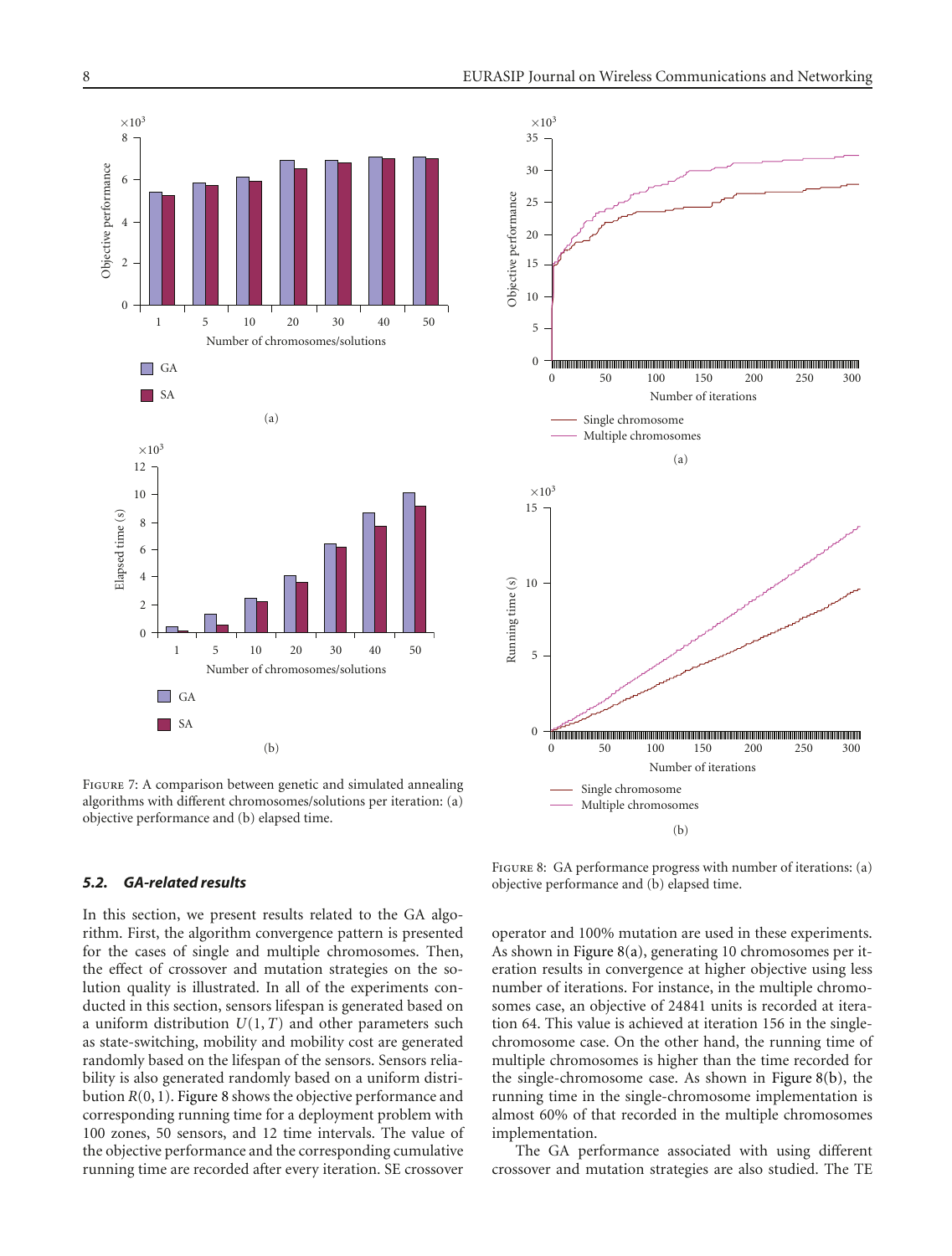Figure 7: A comparison between genetic and simulated annealing algorithms with different chromosomes/solutions per iteration: (a) objective performance and (b) elapsed time.

Figure 8: GA performance progress with number of iterations: (a) objective performance and (b) elapsed time.

### 5.2. GA-related results

In this section, we present results related to the GA algorithm. First, the algorithm convergence pattern is presented for the cases of single and multiple chromosomes. Then, the effect of crossover and mutation strategies on the solution quality is illustrated. In all of the experiments conducted in this section, sensors lifespan is generated based on a uniform distribution $U(1, T)$ and other parameters such as state-switching, mobility and mobility cost are generated randomly based on the lifespan of the sensors. Sensors reliability is also generated randomly based on a uniform distribution $R(0, 1)$. Figure 8 shows the objective performance and corresponding running time for a deployment problem with 100 zones, 50 sensors, and 12 time intervals. The value of the objective performance and the corresponding cumulative running time are recorded after every iteration. SE crossover operator and 100% mutation are used in these experiments. As shown in Figure 8(a), generating 10 chromosomes per iteration results in convergence at higher objective using less number of iterations. For instance, in the multiple chromosomes case, an objective of 24841 units is recorded at iteration 64. This value is achieved at iteration 156 in the single-chromosome case. On the other hand, the running time of multiple chromosomes is higher than the time recorded for the single-chromosome case. As shown in Figure 8(b), the running time in the single-chromosome implementation is almost 60% of that recorded in the multiple chromosomes implementation.

The GA performance associated with using different crossover and mutation strategies are also studied. The TE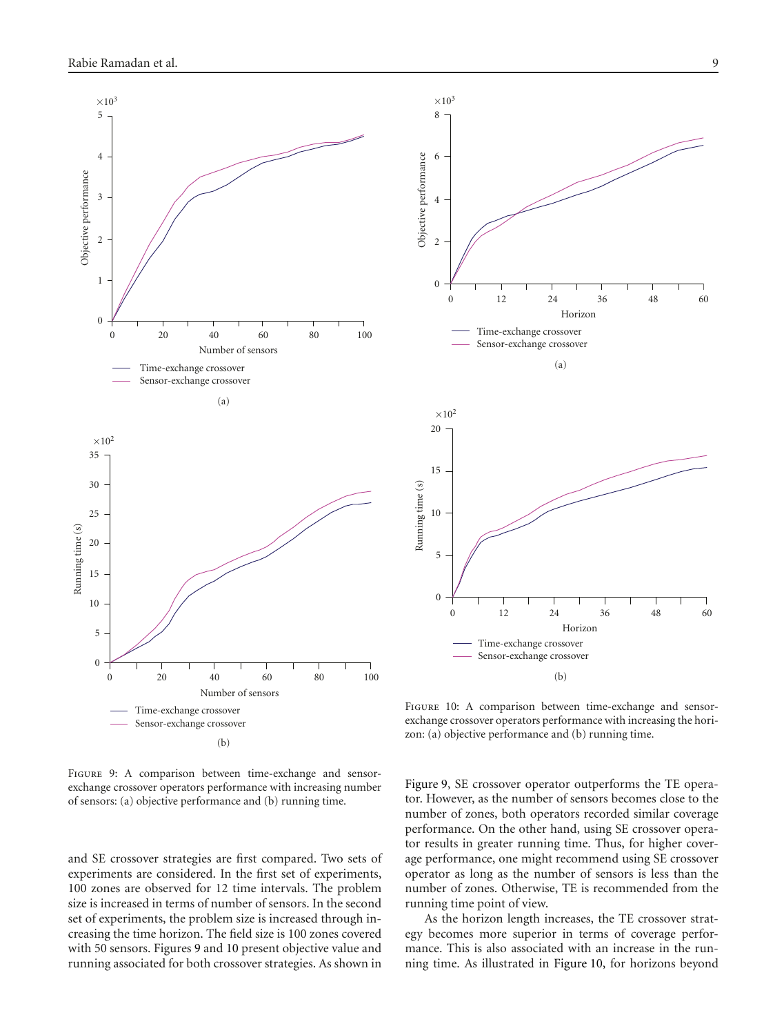Figure 9: A comparison between time-exchange and sensor-exchange crossover operators performance with increasing number of sensors: (a) objective performance and (b) running time.

Figure 10: A comparison between time-exchange and sensor-exchange crossover operators performance with increasing the horizon: (a) objective performance and (b) running time.

and SE crossover strategies are first compared. Two sets of experiments are considered. In the first set of experiments, 100 zones are observed for 12 time intervals. The problem size is increased in terms of number of sensors. In the second set of experiments, the problem size is increased through increasing the time horizon. The field size is 100 zones covered with 50 sensors. Figures 9 and 10 present objective value and running associated for both crossover strategies. As shown in Figure 9, SE crossover operator outperforms the TE operator. However, as the number of sensors becomes close to the number of zones, both operators recorded similar coverage performance. On the other hand, using SE crossover operator results in greater running time. Thus, for higher coverage performance, one might recommend using SE crossover operator as long as the number of sensors is less than the number of zones. Otherwise, TE is recommended from the running time point of view.

As the horizon length increases, the TE crossover strategy becomes more superior in terms of coverage performance. This is also associated with an increase in the running time. As illustrated in Figure 10, for horizons beyond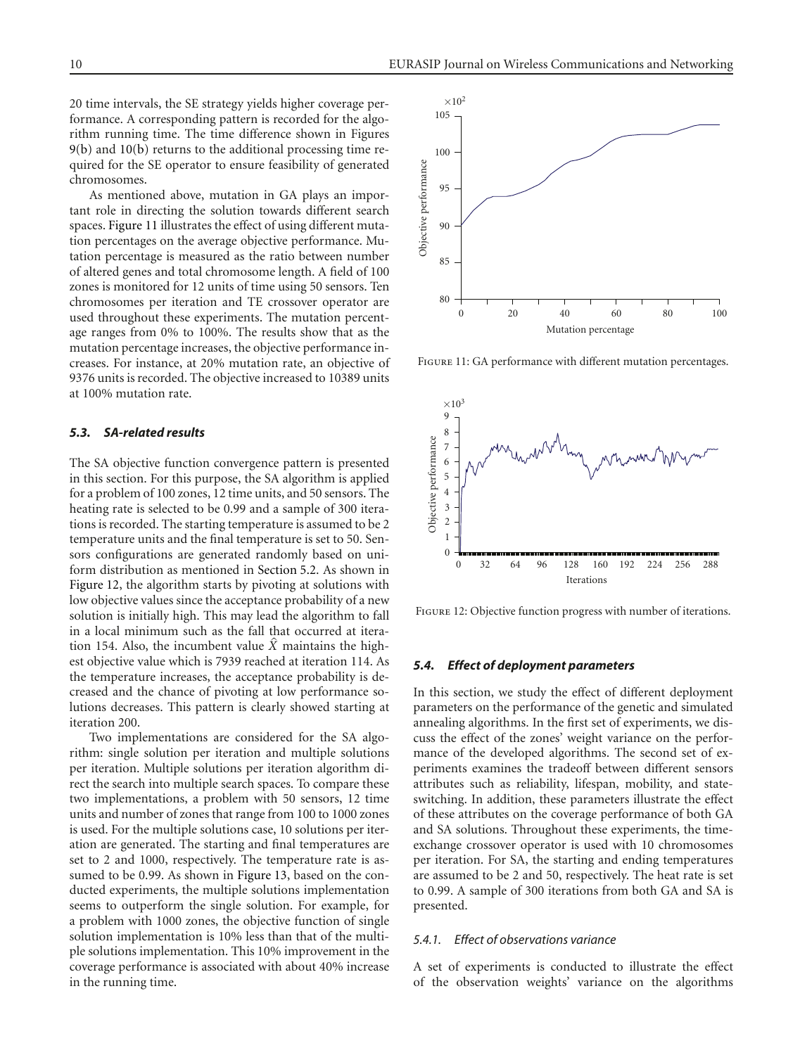20 time intervals, the SE strategy yields higher coverage performance. A corresponding pattern is recorded for the algorithm running time. The time difference shown in Figures 9(b) and 10(b) returns to the additional processing time required for the SE operator to ensure feasibility of generated chromosomes.

As mentioned above, mutation in GA plays an important role in directing the solution towards different search spaces. Figure 11 illustrates the effect of using different mutation percentages on the average objective performance. Mutation percentage is measured as the ratio between number of altered genes and total chromosome length. A field of 100 zones is monitored for 12 units of time using 50 sensors. Ten chromosomes per iteration and TE crossover operator are used throughout these experiments. The mutation percentage ranges from 0% to 100%. The results show that as the mutation percentage increases, the objective performance increases. For instance, at 20% mutation rate, an objective of 9376 units is recorded. The objective increased to 10389 units at 100% mutation rate.

Figure 11: GA performance with different mutation percentages.

### 5.3. SA-related results

The SA objective function convergence pattern is presented in this section. For this purpose, the SA algorithm is applied for a problem of 100 zones, 12 time units, and 50 sensors. The heating rate is selected to be 0.99 and a sample of 300 iterations is recorded. The starting temperature is assumed to be 2 temperature units and the final temperature is set to 50. Sensors configurations are generated randomly based on uniform distribution as mentioned in Section 5.2. As shown in Figure 12, the algorithm starts by pivoting at solutions with low objective values since the acceptance probability of a new solution is initially high. This may lead the algorithm to fall in a local minimum such as the fall that occurred at iteration 154. Also, the incumbent value $\hat{X}$ maintains the highest objective value which is 7939 reached at iteration 114. As the temperature increases, the acceptance probability is decreased and the chance of pivoting at low performance solutions decreases. This pattern is clearly showed starting at iteration 200.

Two implementations are considered for the SA algorithm: single solution per iteration and multiple solutions per iteration. Multiple solutions per iteration algorithm direct the search into multiple search spaces. To compare these two implementations, a problem with 50 sensors, 12 time units and number of zones that range from 100 to 1000 zones is used. For the multiple solutions case, 10 solutions per iteration are generated. The starting and final temperatures are set to 2 and 1000, respectively. The temperature rate is assumed to be 0.99. As shown in Figure 13, based on the conducted experiments, the multiple solutions implementation seems to outperform the single solution. For example, for a problem with 1000 zones, the objective function of single solution implementation is 10% less than that of the multiple solutions implementation. This 10% improvement in the coverage performance is associated with about 40% increase in the running time.

Figure 12: Objective function progress with number of iterations.

### 5.4. Effect of deployment parameters

In this section, we study the effect of different deployment parameters on the performance of the genetic and simulated annealing algorithms. In the first set of experiments, we discuss the effect of the zones' weight variance on the performance of the developed algorithms. The second set of experiments examines the tradeoff between different sensors attributes such as reliability, lifespan, mobility, and state-switching. In addition, these parameters illustrate the effect of these attributes on the coverage performance of both GA and SA solutions. Throughout these experiments, the time-exchange crossover operator is used with 10 chromosomes per iteration. For SA, the starting and ending temperatures are assumed to be 2 and 50, respectively. The heat rate is set to 0.99. A sample of 300 iterations from both GA and SA is presented.

#### 5.4.1. Effect of observations variance

A set of experiments is conducted to illustrate the effect of the observation weights' variance on the algorithms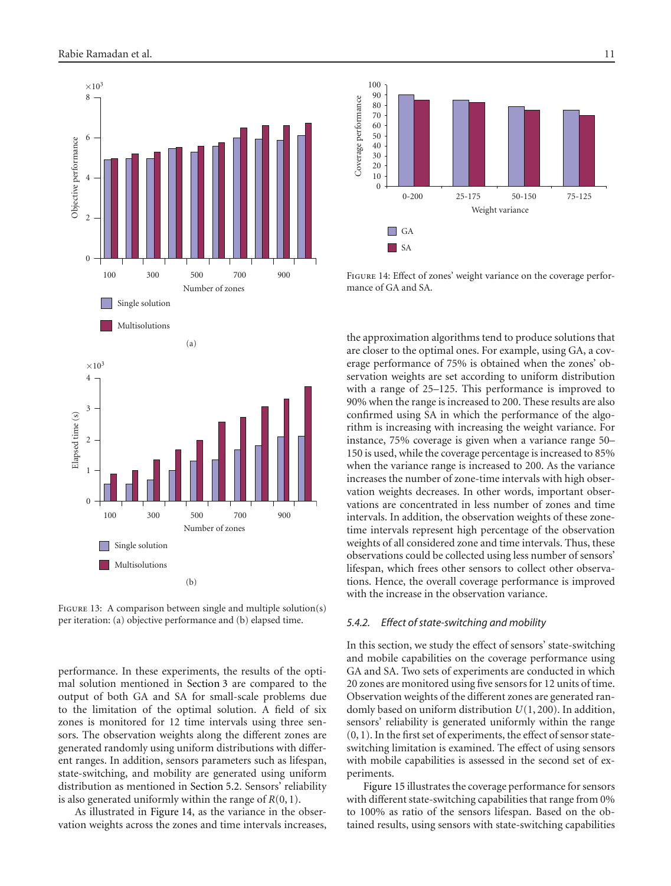Figure 13: A comparison between single and multiple solution(s) per iteration: (a) objective performance and (b) elapsed time.

Figure 14: Effect of zones' weight variance on the coverage performance of GA and SA.

performance. In these experiments, the results of the optimal solution mentioned in Section 3 are compared to the output of both GA and SA for small-scale problems due to the limitation of the optimal solution. A field of six zones is monitored for 12 time intervals using three sensors. The observation weights along the different zones are generated randomly using uniform distributions with different ranges. In addition, sensors parameters such as lifespan, state-switching, and mobility are generated using uniform distribution as mentioned in Section 5.2. Sensors' reliability is also generated uniformly within the range of $R(0, 1)$.

As illustrated in Figure 14, as the variance in the observation weights across the zones and time intervals increases, the approximation algorithms tend to produce solutions that are closer to the optimal ones. For example, using GA, a coverage performance of 75% is obtained when the zones' observation weights are set according to uniform distribution with a range of 25–125. This performance is improved to 90% when the range is increased to 200. These results are also confirmed using SA in which the performance of the algorithm is increasing with increasing the weight variance. For instance, 75% coverage is given when a variance range 50–150 is used, while the coverage percentage is increased to 85% when the variance range is increased to 200. As the variance increases the number of zone-time intervals with high observation weights decreases. In other words, important observations are concentrated in less number of zones and time intervals. In addition, the observation weights of these zone-time intervals represent high percentage of the observation weights of all considered zone and time intervals. Thus, these observations could be collected using less number of sensors' lifespan, which frees other sensors to collect other observations. Hence, the overall coverage performance is improved with the increase in the observation variance.

### 5.4.2. *Effect of state-switching and mobility*

In this section, we study the effect of sensors' state-switching and mobile capabilities on the coverage performance using GA and SA. Two sets of experiments are conducted in which 20 zones are monitored using five sensors for 12 units of time. Observation weights of the different zones are generated randomly based on uniform distribution $U(1, 200)$. In addition, sensors' reliability is generated uniformly within the range $(0, 1)$. In the first set of experiments, the effect of sensor state-switching limitation is examined. The effect of using sensors with mobile capabilities is assessed in the second set of experiments.

Figure 15 illustrates the coverage performance for sensors with different state-switching capabilities that range from 0% to 100% as ratio of the sensors lifespan. Based on the obtained results, using sensors with state-switching capabilities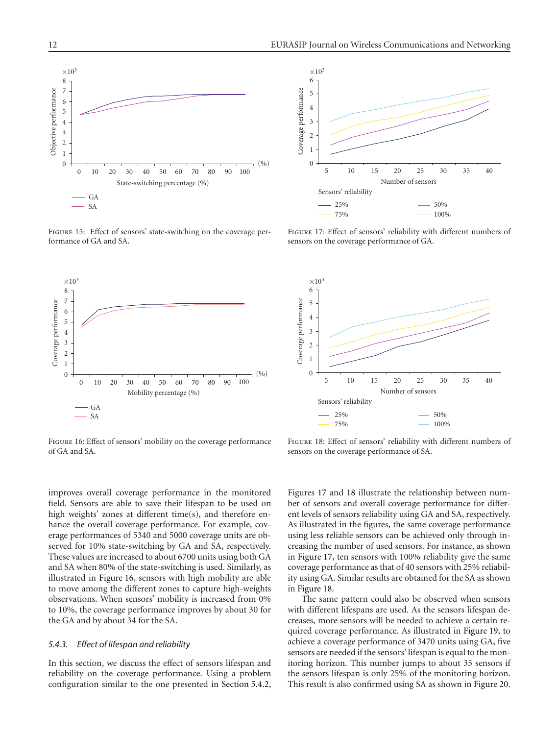FIGURE 15: Effect of sensors' state-switching on the coverage performance of GA and SA.

FIGURE 16: Effect of sensors' mobility on the coverage performance of GA and SA.

FIGURE 17: Effect of sensors' reliability with different numbers of sensors on the coverage performance of GA.

FIGURE 18: Effect of sensors' reliability with different numbers of sensors on the coverage performance of SA.

improves overall coverage performance in the monitored field. Sensors are able to save their lifespan to be used on high weights' zones at different time(s), and therefore enhance the overall coverage performance. For example, coverage performances of 5340 and 5000 coverage units are observed for 10% state-switching by GA and SA, respectively. These values are increased to about 6700 units using both GA and SA when 80% of the state-switching is used. Similarly, as illustrated in Figure 16, sensors with high mobility are able to move among the different zones to capture high-weights observations. When sensors' mobility is increased from 0% to 10%, the coverage performance improves by about 30 for the GA and by about 34 for the SA.

#### 5.4.3. *Effect of lifespan and reliability*

In this section, we discuss the effect of sensors lifespan and reliability on the coverage performance. Using a problem configuration similar to the one presented in Section 5.4.2, Figures 17 and 18 illustrate the relationship between number of sensors and overall coverage performance for different levels of sensors reliability using GA and SA, respectively. As illustrated in the figures, the same coverage performance using less reliable sensors can be achieved only through increasing the number of used sensors. For instance, as shown in Figure 17, ten sensors with 100% reliability give the same coverage performance as that of 40 sensors with 25% reliability using GA. Similar results are obtained for the SA as shown in Figure 18.

The same pattern could also be observed when sensors with different lifespans are used. As the sensors lifespan decreases, more sensors will be needed to achieve a certain required coverage performance. As illustrated in Figure 19, to achieve a coverage performance of 3470 units using GA, five sensors are needed if the sensors' lifespan is equal to the monitoring horizon. This number jumps to about 35 sensors if the sensors lifespan is only 25% of the monitoring horizon. This result is also confirmed using SA as shown in Figure 20.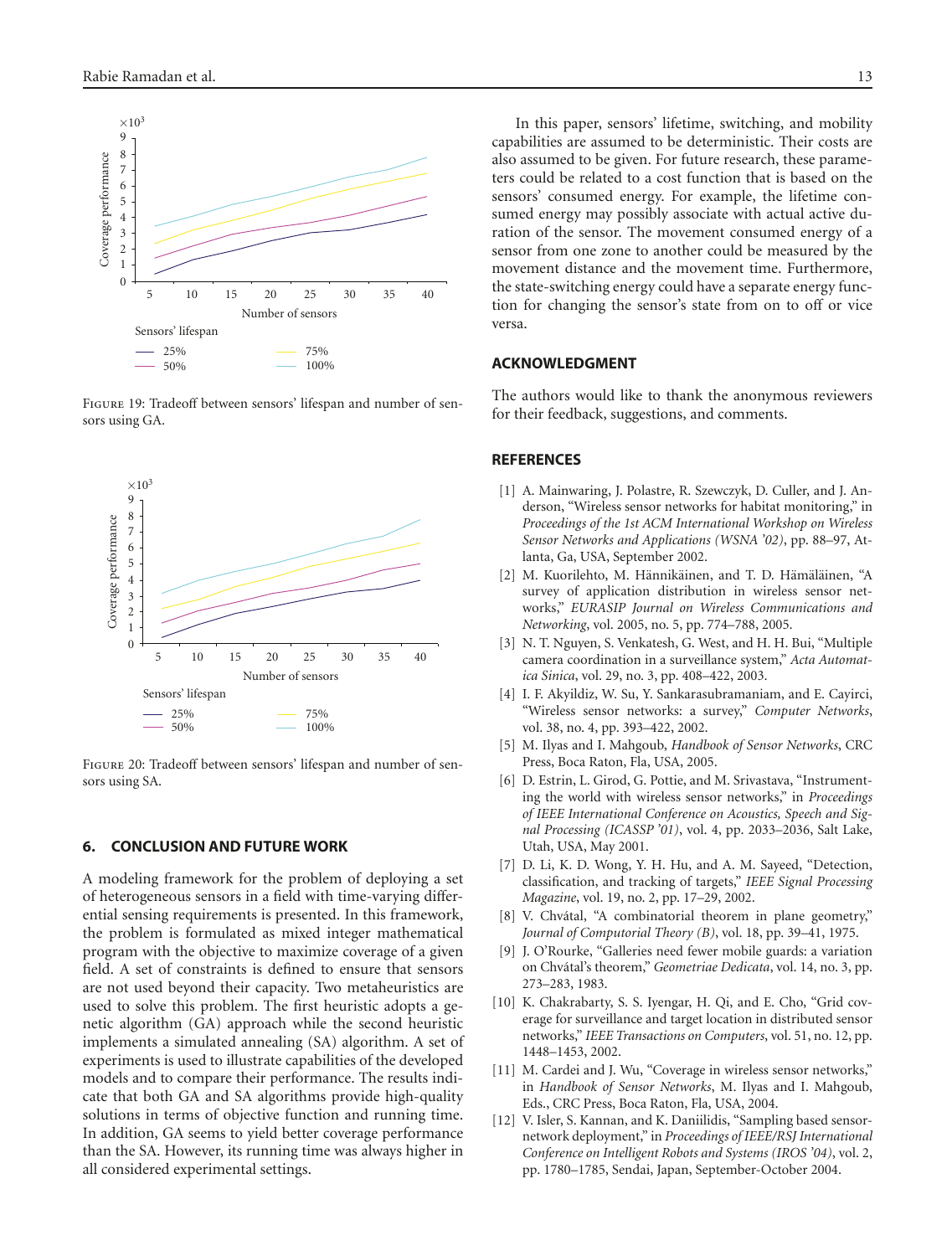FIGURE 19: Tradeoff between sensors' lifespan and number of sensors using GA.

FIGURE 20: Tradeoff between sensors' lifespan and number of sensors using SA.

## 6. CONCLUSION AND FUTURE WORK

A modeling framework for the problem of deploying a set of heterogeneous sensors in a field with time-varying differential sensing requirements is presented. In this framework, the problem is formulated as mixed integer mathematical program with the objective to maximize coverage of a given field. A set of constraints is defined to ensure that sensors are not used beyond their capacity. Two metaheuristics are used to solve this problem. The first heuristic adopts a genetic algorithm (GA) approach while the second heuristic implements a simulated annealing (SA) algorithm. A set of experiments is used to illustrate capabilities of the developed models and to compare their performance. The results indicate that both GA and SA algorithms provide high-quality solutions in terms of objective function and running time. In addition, GA seems to yield better coverage performance than the SA. However, its running time was always higher in all considered experimental settings.

In this paper, sensors' lifetime, switching, and mobility capabilities are assumed to be deterministic. Their costs are also assumed to be given. For future research, these parameters could be related to a cost function that is based on the sensors' consumed energy. For example, the lifetime consumed energy may possibly associate with actual active duration of the sensor. The movement consumed energy of a sensor from one zone to another could be measured by the movement distance and the movement time. Furthermore, the state-switching energy could have a separate energy function for changing the sensor's state from on to off or vice versa.

## ACKNOWLEDGMENT

The authors would like to thank the anonymous reviewers for their feedback, suggestions, and comments.

## REFERENCES

[1] A. Mainwaring, J. Polastre, R. Szewczyk, D. Culler, and J. Anderson, "Wireless sensor networks for habitat monitoring," in *Proceedings of the 1st ACM International Workshop on Wireless Sensor Networks and Applications (WSNA '02)*, pp. 88–97, Atlanta, Ga, USA, September 2002.

[2] M. Kuorilehto, M. Hännikäinen, and T. D. Hämäläinen, "A survey of application distribution in wireless sensor networks," *EURASIP Journal on Wireless Communications and Networking*, vol. 2005, no. 5, pp. 774–788, 2005.

[3] N. T. Nguyen, S. Venkatesh, G. West, and H. H. Bui, "Multiple camera coordination in a surveillance system," *Acta Automatica Sinica*, vol. 29, no. 3, pp. 408–422, 2003.

[4] I. F. Akyildiz, W. Su, Y. Sankarasubramaniam, and E. Cayirci, "Wireless sensor networks: a survey," *Computer Networks*, vol. 38, no. 4, pp. 393–422, 2002.

[5] M. Ilyas and I. Mahgoub, *Handbook of Sensor Networks*, CRC Press, Boca Raton, Fla, USA, 2005.

[6] D. Estrin, L. Girod, G. Pottie, and M. Srivastava, "Instrumenting the world with wireless sensor networks," in *Proceedings of IEEE International Conference on Acoustics, Speech and Signal Processing (ICASSP '01)*, vol. 4, pp. 2033–2036, Salt Lake, Utah, USA, May 2001.

[7] D. Li, K. D. Wong, Y. H. Hu, and A. M. Sayeed, "Detection, classification, and tracking of targets," *IEEE Signal Processing Magazine*, vol. 19, no. 2, pp. 17–29, 2002.

[8] V. Chvátal, "A combinatorial theorem in plane geometry," *Journal of Computorial Theory (B)*, vol. 18, pp. 39–41, 1975.

[9] J. O'Rourke, "Galleries need fewer mobile guards: a variation on Chvátal's theorem," *Geometriae Dedicata*, vol. 14, no. 3, pp. 273–283, 1983.

[10] K. Chakrabarty, S. S. Iyengar, H. Qi, and E. Cho, "Grid coverage for surveillance and target location in distributed sensor networks," *IEEE Transactions on Computers*, vol. 51, no. 12, pp. 1448–1453, 2002.

[11] M. Cardei and J. Wu, "Coverage in wireless sensor networks," in *Handbook of Sensor Networks*, M. Ilyas and I. Mahgoub, Eds., CRC Press, Boca Raton, Fla, USA, 2004.

[12] V. Isler, S. Kannan, and K. Daniilidis, "Sampling based sensor-network deployment," in *Proceedings of IEEE/RSJ International Conference on Intelligent Robots and Systems (IROS '04)*, vol. 2, pp. 1780–1785, Sendai, Japan, September-October 2004.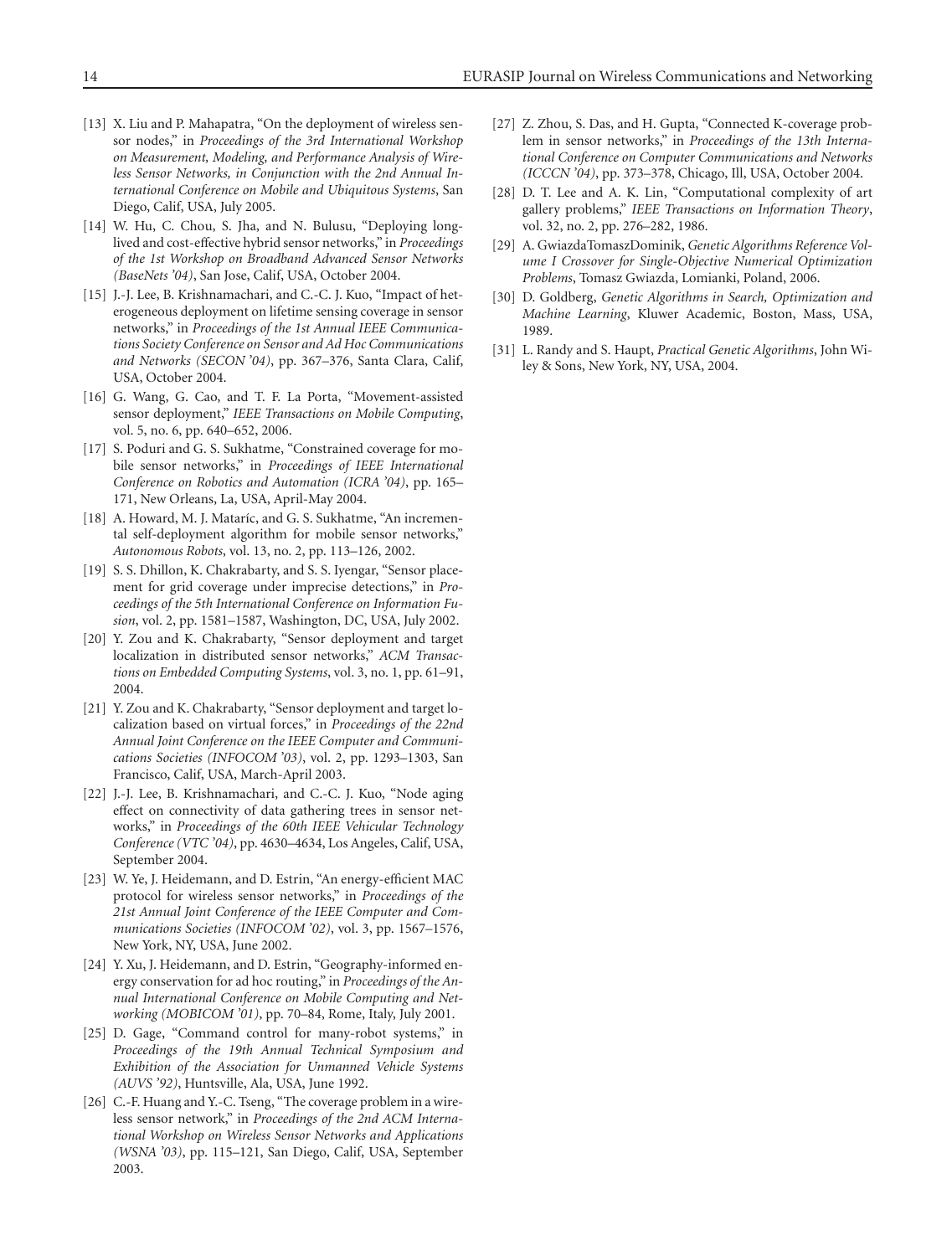[13] X. Liu and P. Mahapatra, "On the deployment of wireless sensor nodes," in *Proceedings of the 3rd International Workshop on Measurement, Modeling, and Performance Analysis of Wireless Sensor Networks, in Conjunction with the 2nd Annual International Conference on Mobile and Ubiquitous Systems*, San Diego, Calif, USA, July 2005.

[14] W. Hu, C. Chou, S. Jha, and N. Bulusu, "Deploying long-lived and cost-effective hybrid sensor networks," in *Proceedings of the 1st Workshop on Broadband Advanced Sensor Networks (BaseNets '04)*, San Jose, Calif, USA, October 2004.

[15] J.-J. Lee, B. Krishnamachari, and C.-C. J. Kuo, "Impact of heterogeneous deployment on lifetime sensing coverage in sensor networks," in *Proceedings of the 1st Annual IEEE Communications Society Conference on Sensor and Ad Hoc Communications and Networks (SECON '04)*, pp. 367–376, Santa Clara, Calif, USA, October 2004.

[16] G. Wang, G. Cao, and T. F. La Porta, "Movement-assisted sensor deployment," *IEEE Transactions on Mobile Computing*, vol. 5, no. 6, pp. 640–652, 2006.

[17] S. Poduri and G. S. Sukhatme, "Constrained coverage for mobile sensor networks," in *Proceedings of IEEE International Conference on Robotics and Automation (ICRA '04)*, pp. 165–171, New Orleans, La, USA, April-May 2004.

[18] A. Howard, M. J. Mataríc, and G. S. Sukhatme, "An incremental self-deployment algorithm for mobile sensor networks," *Autonomous Robots*, vol. 13, no. 2, pp. 113–126, 2002.

[19] S. S. Dhillon, K. Chakrabarty, and S. S. Iyengar, "Sensor placement for grid coverage under imprecise detections," in *Proceedings of the 5th International Conference on Information Fusion*, vol. 2, pp. 1581–1587, Washington, DC, USA, July 2002.

[20] Y. Zou and K. Chakrabarty, "Sensor deployment and target localization in distributed sensor networks," *ACM Transactions on Embedded Computing Systems*, vol. 3, no. 1, pp. 61–91, 2004.

[21] Y. Zou and K. Chakrabarty, "Sensor deployment and target localization based on virtual forces," in *Proceedings of the 22nd Annual Joint Conference on the IEEE Computer and Communications Societies (INFOCOM '03)*, vol. 2, pp. 1293–1303, San Francisco, Calif, USA, March-April 2003.

[22] J.-J. Lee, B. Krishnamachari, and C.-C. J. Kuo, "Node aging effect on connectivity of data gathering trees in sensor networks," in *Proceedings of the 60th IEEE Vehicular Technology Conference (VTC '04)*, pp. 4630–4634, Los Angeles, Calif, USA, September 2004.

[23] W. Ye, J. Heidemann, and D. Estrin, "An energy-efficient MAC protocol for wireless sensor networks," in *Proceedings of the 21st Annual Joint Conference of the IEEE Computer and Communications Societies (INFOCOM '02)*, vol. 3, pp. 1567–1576, New York, NY, USA, June 2002.

[24] Y. Xu, J. Heidemann, and D. Estrin, "Geography-informed energy conservation for ad hoc routing," in *Proceedings of the Annual International Conference on Mobile Computing and Networking (MOBICOM '01)*, pp. 70–84, Rome, Italy, July 2001.

[25] D. Gage, "Command control for many-robot systems," in *Proceedings of the 19th Annual Technical Symposium and Exhibition of the Association for Unmanned Vehicle Systems (AUVS '92)*, Huntsville, Ala, USA, June 1992.

[26] C.-F. Huang and Y.-C. Tseng, "The coverage problem in a wireless sensor network," in *Proceedings of the 2nd ACM International Workshop on Wireless Sensor Networks and Applications (WSNA '03)*, pp. 115–121, San Diego, Calif, USA, September 2003.

[27] Z. Zhou, S. Das, and H. Gupta, "Connected K-coverage problem in sensor networks," in *Proceedings of the 13th International Conference on Computer Communications and Networks (ICCCN '04)*, pp. 373–378, Chicago, Ill, USA, October 2004.

[28] D. T. Lee and A. K. Lin, "Computational complexity of art gallery problems," *IEEE Transactions on Information Theory*, vol. 32, no. 2, pp. 276–282, 1986.

[29] A. GwiazdaTomaszDominik, *Genetic Algorithms Reference Volume I Crossover for Single-Objective Numerical Optimization Problems*, Tomasz Gwiazda, Lomianki, Poland, 2006.

[30] D. Goldberg, *Genetic Algorithms in Search, Optimization and Machine Learning*, Kluwer Academic, Boston, Mass, USA, 1989.

[31] L. Randy and S. Haupt, *Practical Genetic Algorithms*, John Wiley & Sons, New York, NY, USA, 2004.